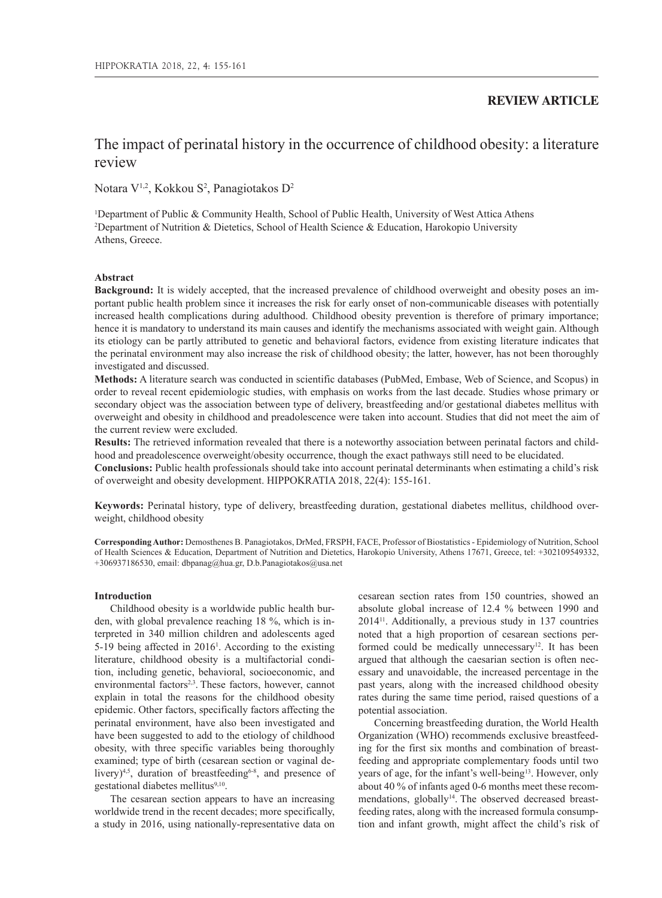**REVIEW ARTICLE**

# The impact of perinatal history in the occurrence of childhood obesity: a literature review

Notara V[1,2], Kokkou S[2], Panagiotakos D[2]

[1]Department of Public & Community Health, School of Public Health, University of West Attica Athens
[2]Department of Nutrition & Dietetics, School of Health Science & Education, Harokopio University
Athens, Greece.

## Abstract

**Background:** It is widely accepted, that the increased prevalence of childhood overweight and obesity poses an important public health problem since it increases the risk for early onset of non-communicable diseases with potentially increased health complications during adulthood. Childhood obesity prevention is therefore of primary importance; hence it is mandatory to understand its main causes and identify the mechanisms associated with weight gain. Although its etiology can be partly attributed to genetic and behavioral factors, evidence from existing literature indicates that the perinatal environment may also increase the risk of childhood obesity; the latter, however, has not been thoroughly investigated and discussed.

**Methods:** A literature search was conducted in scientific databases (PubMed, Embase, Web of Science, and Scopus) in order to reveal recent epidemiologic studies, with emphasis on works from the last decade. Studies whose primary or secondary object was the association between type of delivery, breastfeeding and/or gestational diabetes mellitus with overweight and obesity in childhood and preadolescence were taken into account. Studies that did not meet the aim of the current review were excluded.

**Results:** The retrieved information revealed that there is a noteworthy association between perinatal factors and childhood and preadolescence overweight/obesity occurrence, though the exact pathways still need to be elucidated.

**Conclusions:** Public health professionals should take into account perinatal determinants when estimating a child's risk of overweight and obesity development. HIPPOKRATIA 2018, 22(4): 155-161.

**Keywords:** Perinatal history, type of delivery, breastfeeding duration, gestational diabetes mellitus, childhood overweight, childhood obesity

**Corresponding Author:** Demosthenes B. Panagiotakos, DrMed, FRSPH, FACE, Professor of Biostatistics - Epidemiology of Nutrition, School of Health Sciences & Education, Department of Nutrition and Dietetics, Harokopio University, Athens 17671, Greece, tel: +302109549332, +306937186530, email: dbpanag@hua.gr, D.b.Panagiotakos@usa.net

## Introduction

Childhood obesity is a worldwide public health burden, with global prevalence reaching 18 %, which is interpreted in 340 million children and adolescents aged 5-19 being affected in 2016[1]. According to the existing literature, childhood obesity is a multifactorial condition, including genetic, behavioral, socioeconomic, and environmental factors[2,3]. These factors, however, cannot explain in total the reasons for the childhood obesity epidemic. Other factors, specifically factors affecting the perinatal environment, have also been investigated and have been suggested to add to the etiology of childhood obesity, with three specific variables being thoroughly examined; type of birth (cesarean section or vaginal delivery)[4,5], duration of breastfeeding[6-8], and presence of gestational diabetes mellitus[9,10].

The cesarean section appears to have an increasing worldwide trend in the recent decades; more specifically, a study in 2016, using nationally-representative data on cesarean section rates from 150 countries, showed an absolute global increase of 12.4 % between 1990 and 2014[11]. Additionally, a previous study in 137 countries noted that a high proportion of cesarean sections performed could be medically unnecessary[12]. It has been argued that although the caesarian section is often necessary and unavoidable, the increased percentage in the past years, along with the increased childhood obesity rates during the same time period, raised questions of a potential association.

Concerning breastfeeding duration, the World Health Organization (WHO) recommends exclusive breastfeeding for the first six months and combination of breastfeeding and appropriate complementary foods until two years of age, for the infant's well-being[13]. However, only about 40 % of infants aged 0-6 months meet these recommendations, globally[14]. The observed decreased breastfeeding rates, along with the increased formula consumption and infant growth, might affect the child's risk of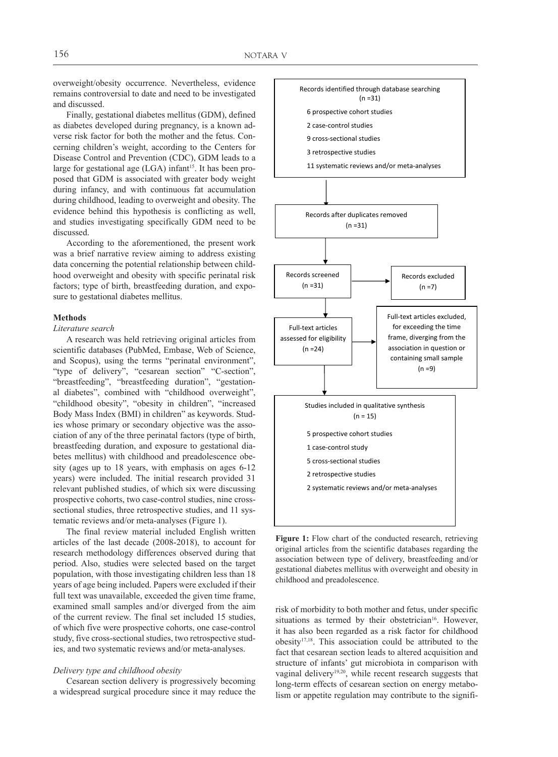overweight/obesity occurrence. Nevertheless, evidence remains controversial to date and need to be investigated and discussed.

Finally, gestational diabetes mellitus (GDM), defined as diabetes developed during pregnancy, is a known adverse risk factor for both the mother and the fetus. Concerning children's weight, according to the Centers for Disease Control and Prevention (CDC), GDM leads to a large for gestational age (LGA) infant[15]. It has been proposed that GDM is associated with greater body weight during infancy, and with continuous fat accumulation during childhood, leading to overweight and obesity. The evidence behind this hypothesis is conflicting as well, and studies investigating specifically GDM need to be discussed.

According to the aforementioned, the present work was a brief narrative review aiming to address existing data concerning the potential relationship between childhood overweight and obesity with specific perinatal risk factors; type of birth, breastfeeding duration, and exposure to gestational diabetes mellitus.

**Methods**

*Literature search*

A research was held retrieving original articles from scientific databases (PubMed, Embase, Web of Science, and Scopus), using the terms "perinatal environment", "type of delivery", "cesarean section" "C-section", "breastfeeding", "breastfeeding duration", "gestational diabetes", combined with "childhood overweight", "childhood obesity", "obesity in children", "increased Body Mass Index (BMI) in children" as keywords. Studies whose primary or secondary objective was the association of any of the three perinatal factors (type of birth, breastfeeding duration, and exposure to gestational diabetes mellitus) with childhood and preadolescence obesity (ages up to 18 years, with emphasis on ages 6-12 years) were included. The initial research provided 31 relevant published studies, of which six were discussing prospective cohorts, two case-control studies, nine cross-sectional studies, three retrospective studies, and 11 systematic reviews and/or meta-analyses (Figure 1).

The final review material included English written articles of the last decade (2008-2018), to account for research methodology differences observed during that period. Also, studies were selected based on the target population, with those investigating children less than 18 years of age being included. Papers were excluded if their full text was unavailable, exceeded the given time frame, examined small samples and/or diverged from the aim of the current review. The final set included 15 studies, of which five were prospective cohorts, one case-control study, five cross-sectional studies, two retrospective studies, and two systematic reviews and/or meta-analyses.

Records identified through database searching (n =31)
- 6 prospective cohort studies
- 2 case-control studies
- 9 cross-sectional studies
- 3 retrospective studies
- 11 systematic reviews and/or meta-analyses

Records after duplicates removed (n =31)

Records screened (n =31) → Records excluded (n =7)

Full-text articles assessed for eligibility (n =24) → Full-text articles excluded, for exceeding the time frame, diverging from the association in question or containing small sample (n =9)

Studies included in qualitative synthesis (n = 15)
- 5 prospective cohort studies
- 1 case-control study
- 5 cross-sectional studies
- 2 retrospective studies
- 2 systematic reviews and/or meta-analyses

**Figure 1:** Flow chart of the conducted research, retrieving original articles from the scientific databases regarding the association between type of delivery, breastfeeding and/or gestational diabetes mellitus with overweight and obesity in childhood and preadolescence.

*Delivery type and childhood obesity*

Cesarean section delivery is progressively becoming a widespread surgical procedure since it may reduce the risk of morbidity to both mother and fetus, under specific situations as termed by their obstetrician[16]. However, it has also been regarded as a risk factor for childhood obesity[17,18]. This association could be attributed to the fact that cesarean section leads to altered acquisition and structure of infants' gut microbiota in comparison with vaginal delivery[19,20], while recent research suggests that long-term effects of cesarean section on energy metabolism or appetite regulation may contribute to the signifi-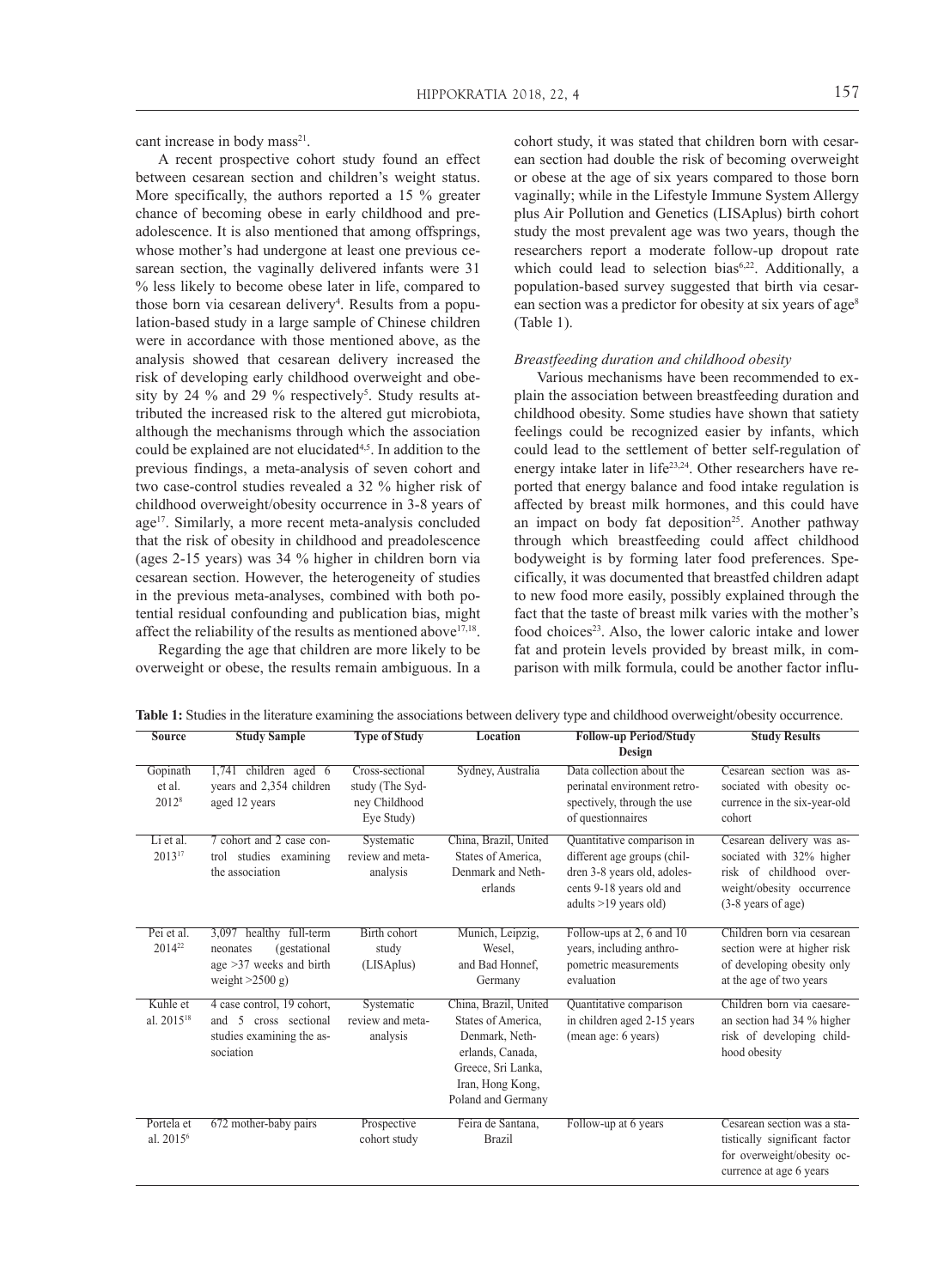cant increase in body mass[21].

A recent prospective cohort study found an effect between cesarean section and children's weight status. More specifically, the authors reported a 15 % greater chance of becoming obese in early childhood and preadolescence. It is also mentioned that among offsprings, whose mother's had undergone at least one previous cesarean section, the vaginally delivered infants were 31 % less likely to become obese later in life, compared to those born via cesarean delivery[4]. Results from a population-based study in a large sample of Chinese children were in accordance with those mentioned above, as the analysis showed that cesarean delivery increased the risk of developing early childhood overweight and obesity by 24 % and 29 % respectively[5]. Study results attributed the increased risk to the altered gut microbiota, although the mechanisms through which the association could be explained are not elucidated[4,5]. In addition to the previous findings, a meta-analysis of seven cohort and two case-control studies revealed a 32 % higher risk of childhood overweight/obesity occurrence in 3-8 years of age[17]. Similarly, a more recent meta-analysis concluded that the risk of obesity in childhood and preadolescence (ages 2-15 years) was 34 % higher in children born via cesarean section. However, the heterogeneity of studies in the previous meta-analyses, combined with both potential residual confounding and publication bias, might affect the reliability of the results as mentioned above[17,18].

Regarding the age that children are more likely to be overweight or obese, the results remain ambiguous. In a cohort study, it was stated that children born with cesarean section had double the risk of becoming overweight or obese at the age of six years compared to those born vaginally; while in the Lifestyle Immune System Allergy plus Air Pollution and Genetics (LISAplus) birth cohort study the most prevalent age was two years, though the researchers report a moderate follow-up dropout rate which could lead to selection bias[6,22]. Additionally, a population-based survey suggested that birth via cesarean section was a predictor for obesity at six years of age[8] (Table 1).

*Breastfeeding duration and childhood obesity*

Various mechanisms have been recommended to explain the association between breastfeeding duration and childhood obesity. Some studies have shown that satiety feelings could be recognized easier by infants, which could lead to the settlement of better self-regulation of energy intake later in life[23,24]. Other researchers have reported that energy balance and food intake regulation is affected by breast milk hormones, and this could have an impact on body fat deposition[25]. Another pathway through which breastfeeding could affect childhood bodyweight is by forming later food preferences. Specifically, it was documented that breastfed children adapt to new food more easily, possibly explained through the fact that the taste of breast milk varies with the mother's food choices[23]. Also, the lower caloric intake and lower fat and protein levels provided by breast milk, in comparison with milk formula, could be another factor influ-

**Table 1:** Studies in the literature examining the associations between delivery type and childhood overweight/obesity occurrence.

| Source | Study Sample | Type of Study | Location | Follow-up Period/Study Design | Study Results |
|---|---|---|---|---|---|
| Gopinath et al. 2012[8] | 1,741 children aged 6 years and 2,354 children aged 12 years | Cross-sectional study (The Sydney Childhood Eye Study) | Sydney, Australia | Data collection about the perinatal environment retrospectively, through the use of questionnaires | Cesarean section was associated with obesity occurrence in the six-year-old cohort |
| Li et al. 2013[17] | 7 cohort and 2 case control studies examining the association | Systematic review and meta-analysis | China, Brazil, United States of America, Denmark and Netherlands | Quantitative comparison in different age groups (children 3-8 years old, adolescents 9-18 years old and adults >19 years old) | Cesarean delivery was associated with 32% higher risk of childhood overweight/obesity occurrence (3-8 years of age) |
| Pei et al. 2014[22] | 3,097 healthy full-term neonates (gestational age >37 weeks and birth weight >2500 g) | Birth cohort study (LISAplus) | Munich, Leipzig, Wesel, and Bad Honnef, Germany | Follow-ups at 2, 6 and 10 years, including anthropometric measurements evaluation | Children born via cesarean section were at higher risk of developing obesity only at the age of two years |
| Kuhle et al. 2015[18] | 4 case control, 19 cohort, and 5 cross sectional studies examining the association | Systematic review and meta-analysis | China, Brazil, United States of America, Denmark, Netherlands, Canada, Greece, Sri Lanka, Iran, Hong Kong, Poland and Germany | Quantitative comparison in children aged 2-15 years (mean age: 6 years) | Children born via caesarean section had 34 % higher risk of developing childhood obesity |
| Portela et al. 2015[6] | 672 mother-baby pairs | Prospective cohort study | Feira de Santana, Brazil | Follow-up at 6 years | Cesarean section was a statistically significant factor for overweight/obesity occurrence at age 6 years |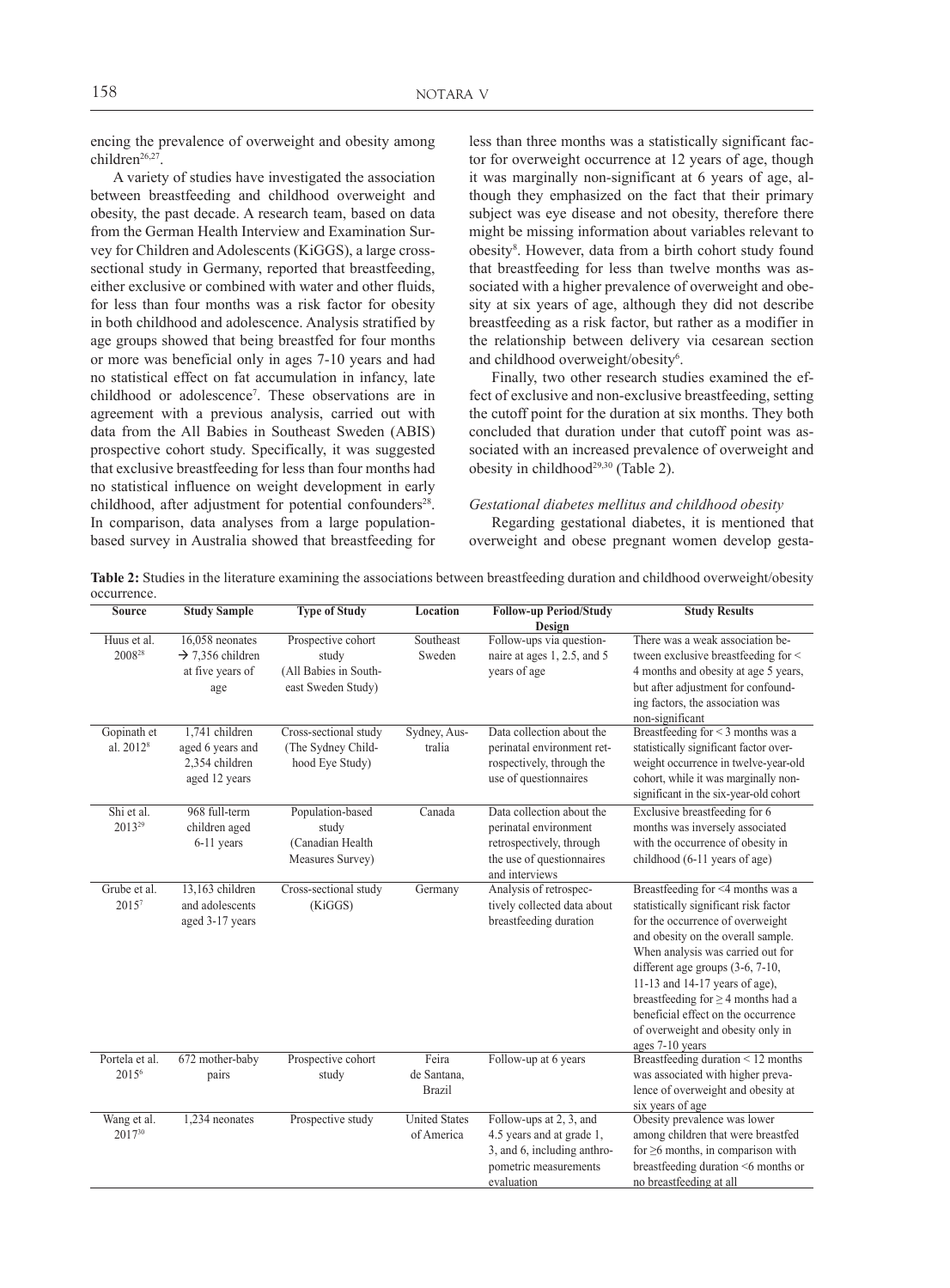encing the prevalence of overweight and obesity among children[26,27].

A variety of studies have investigated the association between breastfeeding and childhood overweight and obesity, the past decade. A research team, based on data from the German Health Interview and Examination Survey for Children and Adolescents (KiGGS), a large cross-sectional study in Germany, reported that breastfeeding, either exclusive or combined with water and other fluids, for less than four months was a risk factor for obesity in both childhood and adolescence. Analysis stratified by age groups showed that being breastfed for four months or more was beneficial only in ages 7-10 years and had no statistical effect on fat accumulation in infancy, late childhood or adolescence[7]. These observations are in agreement with a previous analysis, carried out with data from the All Babies in Southeast Sweden (ABIS) prospective cohort study. Specifically, it was suggested that exclusive breastfeeding for less than four months had no statistical influence on weight development in early childhood, after adjustment for potential confounders[28]. In comparison, data analyses from a large population-based survey in Australia showed that breastfeeding for less than three months was a statistically significant factor for overweight occurrence at 12 years of age, though it was marginally non-significant at 6 years of age, although they emphasized on the fact that their primary subject was eye disease and not obesity, therefore there might be missing information about variables relevant to obesity[8]. However, data from a birth cohort study found that breastfeeding for less than twelve months was associated with a higher prevalence of overweight and obesity at six years of age, although they did not describe breastfeeding as a risk factor, but rather as a modifier in the relationship between delivery via cesarean section and childhood overweight/obesity[6].

Finally, two other research studies examined the effect of exclusive and non-exclusive breastfeeding, setting the cutoff point for the duration at six months. They both concluded that duration under that cutoff point was associated with an increased prevalence of overweight and obesity in childhood[29,30] (Table 2).

*Gestational diabetes mellitus and childhood obesity*

Regarding gestational diabetes, it is mentioned that overweight and obese pregnant women develop gesta-

**Table 2:** Studies in the literature examining the associations between breastfeeding duration and childhood overweight/obesity occurrence.

| Source | Study Sample | Type of Study | Location | Follow-up Period/Study Design | Study Results |
|---|---|---|---|---|---|
| Huus et al. 2008[28] | 16,058 neonates → 7,356 children at five years of age | Prospective cohort study (All Babies in Southeast Sweden Study) | Southeast Sweden | Follow-ups via questionnaire at ages 1, 2.5, and 5 years of age | There was a weak association between exclusive breastfeeding for < 4 months and obesity at age 5 years, but after adjustment for confounding factors, the association was non-significant |
| Gopinath et al. 2012[8] | 1,741 children aged 6 years and 2,354 children aged 12 years | Cross-sectional study (The Sydney Childhood Eye Study) | Sydney, Australia | Data collection about the perinatal environment retrospectively, through the use of questionnaires | Breastfeeding for < 3 months was a statistically significant factor overweight occurrence in twelve-year-old cohort, while it was marginally non-significant in the six-year-old cohort |
| Shi et al. 2013[29] | 968 full-term children aged 6-11 years | Population-based study (Canadian Health Measures Survey) | Canada | Data collection about the perinatal environment retrospectively, through the use of questionnaires and interviews | Exclusive breastfeeding for 6 months was inversely associated with the occurrence of obesity in childhood (6-11 years of age) |
| Grube et al. 2015[7] | 13,163 children and adolescents aged 3-17 years | Cross-sectional study (KiGGS) | Germany | Analysis of retrospectively collected data about breastfeeding duration | Breastfeeding for <4 months was a statistically significant risk factor for the occurrence of overweight and obesity on the overall sample. When analysis was carried out for different age groups (3-6, 7-10, 11-13 and 14-17 years of age), breastfeeding for ≥ 4 months had a beneficial effect on the occurrence of overweight and obesity only in ages 7-10 years |
| Portela et al. 2015[6] | 672 mother-baby pairs | Prospective cohort study | Feira de Santana, Brazil | Follow-up at 6 years | Breastfeeding duration < 12 months was associated with higher prevalence of overweight and obesity at six years of age |
| Wang et al. 2017[30] | 1,234 neonates | Prospective study | United States of America | Follow-ups at 2, 3, and 4.5 years and at grade 1, 3, and 6, including anthropometric measurements evaluation | Obesity prevalence was lower among children that were breastfed for ≥6 months, in comparison with breastfeeding duration <6 months or no breastfeeding at all |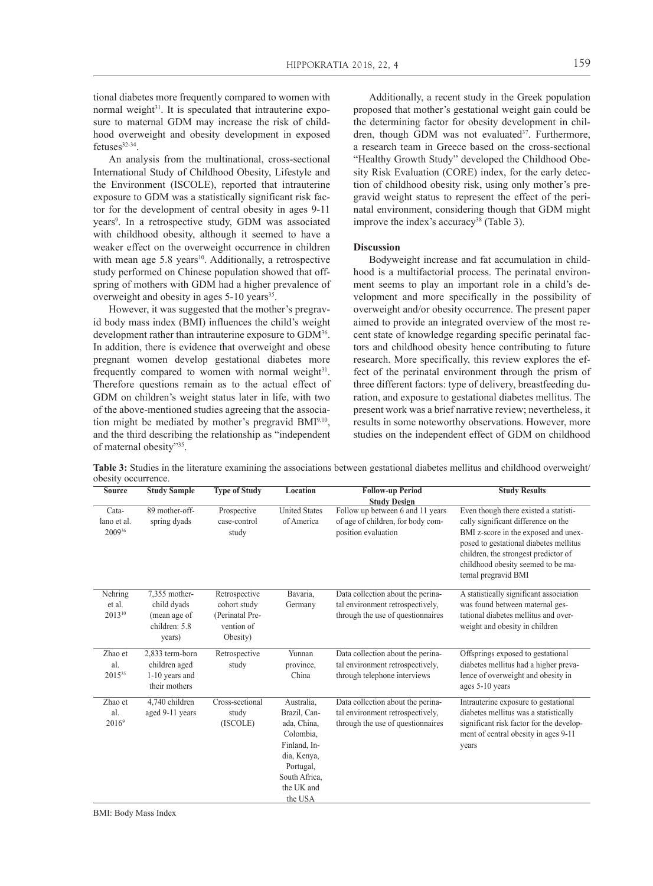tional diabetes more frequently compared to women with normal weight[31]. It is speculated that intrauterine exposure to maternal GDM may increase the risk of childhood overweight and obesity development in exposed fetuses[32-34].

An analysis from the multinational, cross-sectional International Study of Childhood Obesity, Lifestyle and the Environment (ISCOLE), reported that intrauterine exposure to GDM was a statistically significant risk factor for the development of central obesity in ages 9-11 years[9]. In a retrospective study, GDM was associated with childhood obesity, although it seemed to have a weaker effect on the overweight occurrence in children with mean age 5.8 years[10]. Additionally, a retrospective study performed on Chinese population showed that offspring of mothers with GDM had a higher prevalence of overweight and obesity in ages 5-10 years[35].

However, it was suggested that the mother's pregravid body mass index (BMI) influences the child's weight development rather than intrauterine exposure to GDM[36]. In addition, there is evidence that overweight and obese pregnant women develop gestational diabetes more frequently compared to women with normal weight[31]. Therefore questions remain as to the actual effect of GDM on children's weight status later in life, with two of the above-mentioned studies agreeing that the association might be mediated by mother's pregravid BMI[9,10], and the third describing the relationship as "independent of maternal obesity"[35].

Additionally, a recent study in the Greek population proposed that mother's gestational weight gain could be the determining factor for obesity development in children, though GDM was not evaluated[37]. Furthermore, a research team in Greece based on the cross-sectional "Healthy Growth Study" developed the Childhood Obesity Risk Evaluation (CORE) index, for the early detection of childhood obesity risk, using only mother's pregravid weight status to represent the effect of the perinatal environment, considering though that GDM might improve the index's accuracy[38] (Table 3).

## Discussion

Bodyweight increase and fat accumulation in childhood is a multifactorial process. The perinatal environment seems to play an important role in a child's development and more specifically in the possibility of overweight and/or obesity occurrence. The present paper aimed to provide an integrated overview of the most recent state of knowledge regarding specific perinatal factors and childhood obesity hence contributing to future research. More specifically, this review explores the effect of the perinatal environment through the prism of three different factors: type of delivery, breastfeeding duration, and exposure to gestational diabetes mellitus. The present work was a brief narrative review; nevertheless, it results in some noteworthy observations. However, more studies on the independent effect of GDM on childhood

**Table 3:** Studies in the literature examining the associations between gestational diabetes mellitus and childhood overweight/obesity occurrence.

| Source | Study Sample | Type of Study | Location | Follow-up Period Study Design | Study Results |
|---|---|---|---|---|---|
| Catalano et al. 2009[36] | 89 mother-offspring dyads | Prospective case-control study | United States of America | Follow up between 6 and 11 years of age of children, for body composition evaluation | Even though there existed a statistically significant difference on the BMI z-score in the exposed and unexposed to gestational diabetes mellitus children, the strongest predictor of childhood obesity seemed to be maternal pregravid BMI |
| Nehring et al. 2013[10] | 7,355 mother-child dyads (mean age of children: 5.8 years) | Retrospective cohort study (Perinatal Prevention of Obesity) | Bavaria, Germany | Data collection about the perinatal environment retrospectively, through the use of questionnaires | A statistically significant association was found between maternal gestational diabetes mellitus and overweight and obesity in children |
| Zhao et al. 2015[35] | 2,833 term-born children aged 1-10 years and their mothers | Retrospective study | Yunnan province, China | Data collection about the perinatal environment retrospectively, through telephone interviews | Offsprings exposed to gestational diabetes mellitus had a higher prevalence of overweight and obesity in ages 5-10 years |
| Zhao et al. 2016[9] | 4,740 children aged 9-11 years | Cross-sectional study (ISCOLE) | Australia, Brazil, Canada, China, Colombia, Finland, India, Kenya, Portugal, South Africa, the UK and the USA | Data collection about the perinatal environment retrospectively, through the use of questionnaires | Intrauterine exposure to gestational diabetes mellitus was a statistically significant risk factor for the development of central obesity in ages 9-11 years |

BMI: Body Mass Index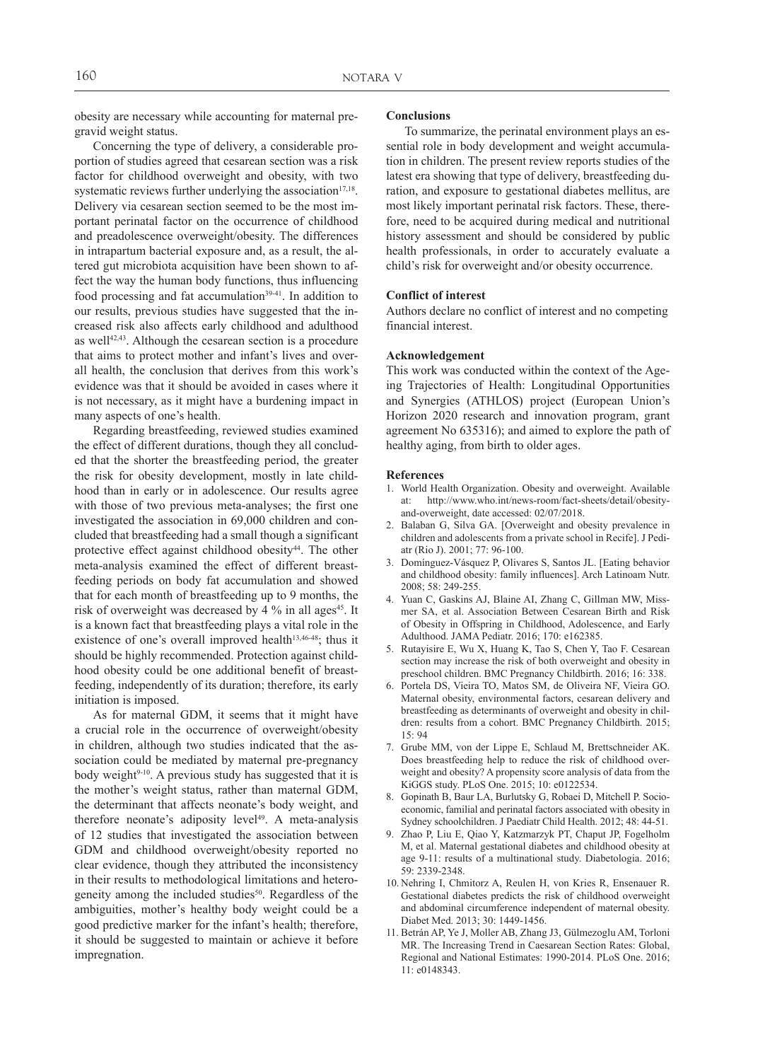obesity are necessary while accounting for maternal pregravid weight status.

Concerning the type of delivery, a considerable proportion of studies agreed that cesarean section was a risk factor for childhood overweight and obesity, with two systematic reviews further underlying the association[17,18]. Delivery via cesarean section seemed to be the most important perinatal factor on the occurrence of childhood and preadolescence overweight/obesity. The differences in intrapartum bacterial exposure and, as a result, the altered gut microbiota acquisition have been shown to affect the way the human body functions, thus influencing food processing and fat accumulation[39-41]. In addition to our results, previous studies have suggested that the increased risk also affects early childhood and adulthood as well[42,43]. Although the cesarean section is a procedure that aims to protect mother and infant's lives and overall health, the conclusion that derives from this work's evidence was that it should be avoided in cases where it is not necessary, as it might have a burdening impact in many aspects of one's health.

Regarding breastfeeding, reviewed studies examined the effect of different durations, though they all concluded that the shorter the breastfeeding period, the greater the risk for obesity development, mostly in late childhood than in early or in adolescence. Our results agree with those of two previous meta-analyses; the first one investigated the association in 69,000 children and concluded that breastfeeding had a small though a significant protective effect against childhood obesity[44]. The other meta-analysis examined the effect of different breastfeeding periods on body fat accumulation and showed that for each month of breastfeeding up to 9 months, the risk of overweight was decreased by 4 % in all ages[45]. It is a known fact that breastfeeding plays a vital role in the existence of one's overall improved health[13,46-48]; thus it should be highly recommended. Protection against childhood obesity could be one additional benefit of breastfeeding, independently of its duration; therefore, its early initiation is imposed.

As for maternal GDM, it seems that it might have a crucial role in the occurrence of overweight/obesity in children, although two studies indicated that the association could be mediated by maternal pre-pregnancy body weight[9-10]. A previous study has suggested that it is the mother's weight status, rather than maternal GDM, the determinant that affects neonate's body weight, and therefore neonate's adiposity level[49]. A meta-analysis of 12 studies that investigated the association between GDM and childhood overweight/obesity reported no clear evidence, though they attributed the inconsistency in their results to methodological limitations and heterogeneity among the included studies[50]. Regardless of the ambiguities, mother's healthy body weight could be a good predictive marker for the infant's health; therefore, it should be suggested to maintain or achieve it before impregnation.

### Conclusions

To summarize, the perinatal environment plays an essential role in body development and weight accumulation in children. The present review reports studies of the latest era showing that type of delivery, breastfeeding duration, and exposure to gestational diabetes mellitus, are most likely important perinatal risk factors. These, therefore, need to be acquired during medical and nutritional history assessment and should be considered by public health professionals, in order to accurately evaluate a child's risk for overweight and/or obesity occurrence.

### Conflict of interest

Authors declare no conflict of interest and no competing financial interest.

### Acknowledgement

This work was conducted within the context of the Ageing Trajectories of Health: Longitudinal Opportunities and Synergies (ATHLOS) project (European Union's Horizon 2020 research and innovation program, grant agreement No 635316); and aimed to explore the path of healthy aging, from birth to older ages.

### References

1. World Health Organization. Obesity and overweight. Available at: http://www.who.int/news-room/fact-sheets/detail/obesity-and-overweight, date accessed: 02/07/2018.
2. Balaban G, Silva GA. [Overweight and obesity prevalence in children and adolescents from a private school in Recife]. J Pediatr (Rio J). 2001; 77: 96-100.
3. Domínguez-Vásquez P, Olivares S, Santos JL. [Eating behavior and childhood obesity: family influences]. Arch Latinoam Nutr. 2008; 58: 249-255.
4. Yuan C, Gaskins AJ, Blaine AI, Zhang C, Gillman MW, Missmer SA, et al. Association Between Cesarean Birth and Risk of Obesity in Offspring in Childhood, Adolescence, and Early Adulthood. JAMA Pediatr. 2016; 170: e162385.
5. Rutayisire E, Wu X, Huang K, Tao S, Chen Y, Tao F. Cesarean section may increase the risk of both overweight and obesity in preschool children. BMC Pregnancy Childbirth. 2016; 16: 338.
6. Portela DS, Vieira TO, Matos SM, de Oliveira NF, Vieira GO. Maternal obesity, environmental factors, cesarean delivery and breastfeeding as determinants of overweight and obesity in children: results from a cohort. BMC Pregnancy Childbirth. 2015; 15: 94
7. Grube MM, von der Lippe E, Schlaud M, Brettschneider AK. Does breastfeeding help to reduce the risk of childhood overweight and obesity? A propensity score analysis of data from the KiGGS study. PLoS One. 2015; 10: e0122534.
8. Gopinath B, Baur LA, Burlutsky G, Robaei D, Mitchell P. Socio-economic, familial and perinatal factors associated with obesity in Sydney schoolchildren. J Paediatr Child Health. 2012; 48: 44-51.
9. Zhao P, Liu E, Qiao Y, Katzmarzyk PT, Chaput JP, Fogelholm M, et al. Maternal gestational diabetes and childhood obesity at age 9-11: results of a multinational study. Diabetologia. 2016; 59: 2339-2348.
10. Nehring I, Chmitorz A, Reulen H, von Kries R, Ensenauer R. Gestational diabetes predicts the risk of childhood overweight and abdominal circumference independent of maternal obesity. Diabet Med. 2013; 30: 1449-1456.
11. Betrán AP, Ye J, Moller AB, Zhang J3, Gülmezoglu AM, Torloni MR. The Increasing Trend in Caesarean Section Rates: Global, Regional and National Estimates: 1990-2014. PLoS One. 2016; 11: e0148343.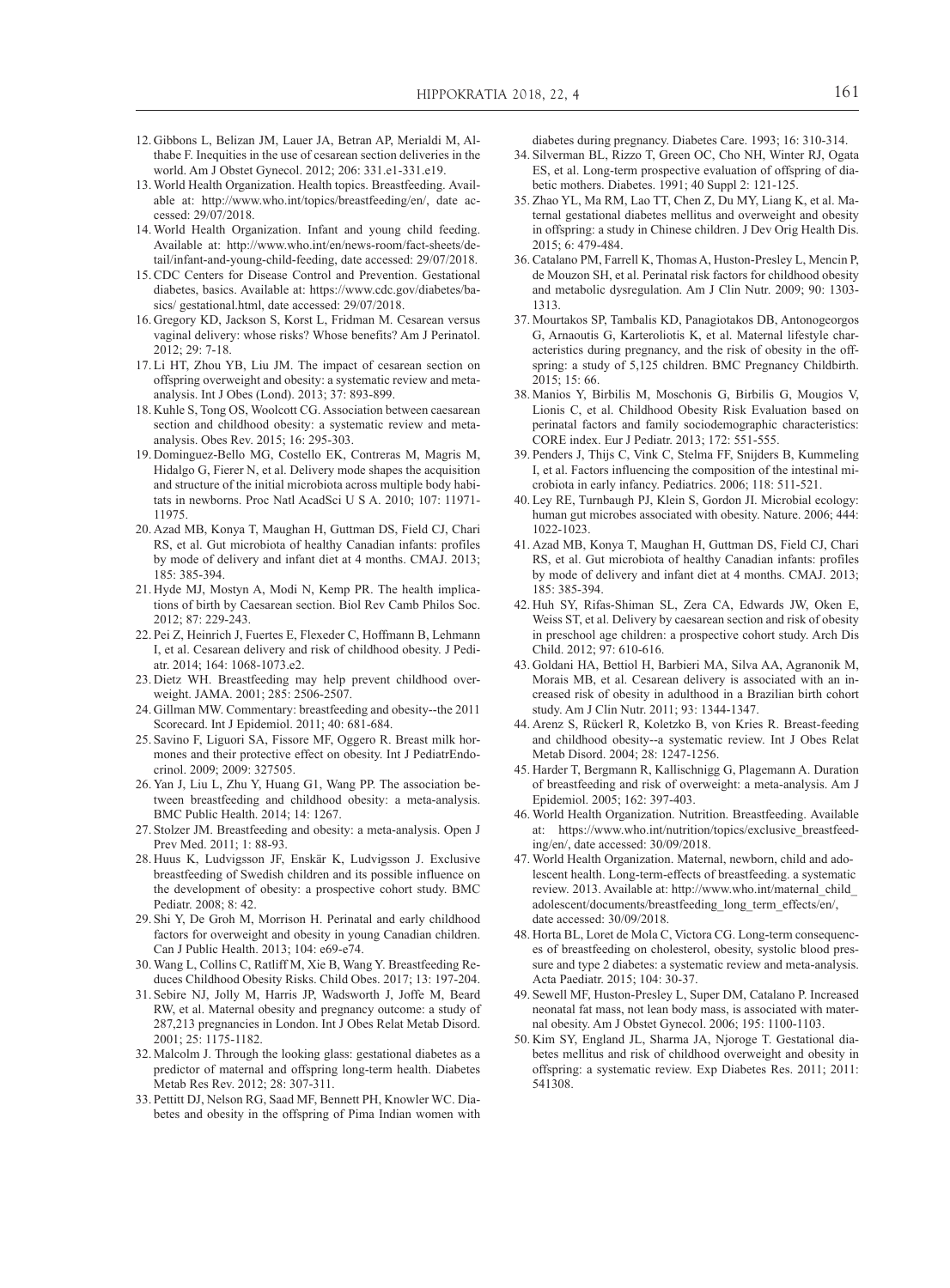12. Gibbons L, Belizan JM, Lauer JA, Betran AP, Merialdi M, Althabe F. Inequities in the use of cesarean section deliveries in the world. Am J Obstet Gynecol. 2012; 206: 331.e1-331.e19.
13. World Health Organization. Health topics. Breastfeeding. Available at: http://www.who.int/topics/breastfeeding/en/, date accessed: 29/07/2018.
14. World Health Organization. Infant and young child feeding. Available at: http://www.who.int/en/news-room/fact-sheets/detail/infant-and-young-child-feeding, date accessed: 29/07/2018.
15. CDC Centers for Disease Control and Prevention. Gestational diabetes, basics. Available at: https://www.cdc.gov/diabetes/basics/ gestational.html, date accessed: 29/07/2018.
16. Gregory KD, Jackson S, Korst L, Fridman M. Cesarean versus vaginal delivery: whose risks? Whose benefits? Am J Perinatol. 2012; 29: 7-18.
17. Li HT, Zhou YB, Liu JM. The impact of cesarean section on offspring overweight and obesity: a systematic review and meta-analysis. Int J Obes (Lond). 2013; 37: 893-899.
18. Kuhle S, Tong OS, Woolcott CG. Association between caesarean section and childhood obesity: a systematic review and meta-analysis. Obes Rev. 2015; 16: 295-303.
19. Dominguez-Bello MG, Costello EK, Contreras M, Magris M, Hidalgo G, Fierer N, et al. Delivery mode shapes the acquisition and structure of the initial microbiota across multiple body habitats in newborns. Proc Natl AcadSci U S A. 2010; 107: 11971-11975.
20. Azad MB, Konya T, Maughan H, Guttman DS, Field CJ, Chari RS, et al. Gut microbiota of healthy Canadian infants: profiles by mode of delivery and infant diet at 4 months. CMAJ. 2013; 185: 385-394.
21. Hyde MJ, Mostyn A, Modi N, Kemp PR. The health implications of birth by Caesarean section. Biol Rev Camb Philos Soc. 2012; 87: 229-243.
22. Pei Z, Heinrich J, Fuertes E, Flexeder C, Hoffmann B, Lehmann I, et al. Cesarean delivery and risk of childhood obesity. J Pediatr. 2014; 164: 1068-1073.e2.
23. Dietz WH. Breastfeeding may help prevent childhood overweight. JAMA. 2001; 285: 2506-2507.
24. Gillman MW. Commentary: breastfeeding and obesity--the 2011 Scorecard. Int J Epidemiol. 2011; 40: 681-684.
25. Savino F, Liguori SA, Fissore MF, Oggero R. Breast milk hormones and their protective effect on obesity. Int J PediatrEndocrinol. 2009; 2009: 327505.
26. Yan J, Liu L, Zhu Y, Huang G1, Wang PP. The association between breastfeeding and childhood obesity: a meta-analysis. BMC Public Health. 2014; 14: 1267.
27. Stolzer JM. Breastfeeding and obesity: a meta-analysis. Open J Prev Med. 2011; 1: 88-93.
28. Huus K, Ludvigsson JF, Enskär K, Ludvigsson J. Exclusive breastfeeding of Swedish children and its possible influence on the development of obesity: a prospective cohort study. BMC Pediatr. 2008; 8: 42.
29. Shi Y, De Groh M, Morrison H. Perinatal and early childhood factors for overweight and obesity in young Canadian children. Can J Public Health. 2013; 104: e69-e74.
30. Wang L, Collins C, Ratliff M, Xie B, Wang Y. Breastfeeding Reduces Childhood Obesity Risks. Child Obes. 2017; 13: 197-204.
31. Sebire NJ, Jolly M, Harris JP, Wadsworth J, Joffe M, Beard RW, et al. Maternal obesity and pregnancy outcome: a study of 287,213 pregnancies in London. Int J Obes Relat Metab Disord. 2001; 25: 1175-1182.
32. Malcolm J. Through the looking glass: gestational diabetes as a predictor of maternal and offspring long-term health. Diabetes Metab Res Rev. 2012; 28: 307-311.
33. Pettitt DJ, Nelson RG, Saad MF, Bennett PH, Knowler WC. Diabetes and obesity in the offspring of Pima Indian women with diabetes during pregnancy. Diabetes Care. 1993; 16: 310-314.
34. Silverman BL, Rizzo T, Green OC, Cho NH, Winter RJ, Ogata ES, et al. Long-term prospective evaluation of offspring of diabetic mothers. Diabetes. 1991; 40 Suppl 2: 121-125.
35. Zhao YL, Ma RM, Lao TT, Chen Z, Du MY, Liang K, et al. Maternal gestational diabetes mellitus and overweight and obesity in offspring: a study in Chinese children. J Dev Orig Health Dis. 2015; 6: 479-484.
36. Catalano PM, Farrell K, Thomas A, Huston-Presley L, Mencin P, de Mouzon SH, et al. Perinatal risk factors for childhood obesity and metabolic dysregulation. Am J Clin Nutr. 2009; 90: 1303-1313.
37. Mourtakos SP, Tambalis KD, Panagiotakos DB, Antonogeorgos G, Arnaoutis G, Karteroliotis K, et al. Maternal lifestyle characteristics during pregnancy, and the risk of obesity in the offspring: a study of 5,125 children. BMC Pregnancy Childbirth. 2015; 15: 66.
38. Manios Y, Birbilis M, Moschonis G, Birbilis G, Mougios V, Lionis C, et al. Childhood Obesity Risk Evaluation based on perinatal factors and family sociodemographic characteristics: CORE index. Eur J Pediatr. 2013; 172: 551-555.
39. Penders J, Thijs C, Vink C, Stelma FF, Snijders B, Kummeling I, et al. Factors influencing the composition of the intestinal microbiota in early infancy. Pediatrics. 2006; 118: 511-521.
40. Ley RE, Turnbaugh PJ, Klein S, Gordon JI. Microbial ecology: human gut microbes associated with obesity. Nature. 2006; 444: 1022-1023.
41. Azad MB, Konya T, Maughan H, Guttman DS, Field CJ, Chari RS, et al. Gut microbiota of healthy Canadian infants: profiles by mode of delivery and infant diet at 4 months. CMAJ. 2013; 185: 385-394.
42. Huh SY, Rifas-Shiman SL, Zera CA, Edwards JW, Oken E, Weiss ST, et al. Delivery by caesarean section and risk of obesity in preschool age children: a prospective cohort study. Arch Dis Child. 2012; 97: 610-616.
43. Goldani HA, Bettiol H, Barbieri MA, Silva AA, Agranonik M, Morais MB, et al. Cesarean delivery is associated with an increased risk of obesity in adulthood in a Brazilian birth cohort study. Am J Clin Nutr. 2011; 93: 1344-1347.
44. Arenz S, Rückerl R, Koletzko B, von Kries R. Breast-feeding and childhood obesity--a systematic review. Int J Obes Relat Metab Disord. 2004; 28: 1247-1256.
45. Harder T, Bergmann R, Kallischnigg G, Plagemann A. Duration of breastfeeding and risk of overweight: a meta-analysis. Am J Epidemiol. 2005; 162: 397-403.
46. World Health Organization. Nutrition. Breastfeeding. Available at: https://www.who.int/nutrition/topics/exclusive_breastfeeding/en/, date accessed: 30/09/2018.
47. World Health Organization. Maternal, newborn, child and adolescent health. Long-term-effects of breastfeeding. a systematic review. 2013. Available at: http://www.who.int/maternal_child_adolescent/documents/breastfeeding_long_term_effects/en/, date accessed: 30/09/2018.
48. Horta BL, Loret de Mola C, Victora CG. Long-term consequences of breastfeeding on cholesterol, obesity, systolic blood pressure and type 2 diabetes: a systematic review and meta-analysis. Acta Paediatr. 2015; 104: 30-37.
49. Sewell MF, Huston-Presley L, Super DM, Catalano P. Increased neonatal fat mass, not lean body mass, is associated with maternal obesity. Am J Obstet Gynecol. 2006; 195: 1100-1103.
50. Kim SY, England JL, Sharma JA, Njoroge T. Gestational diabetes mellitus and risk of childhood overweight and obesity in offspring: a systematic review. Exp Diabetes Res. 2011; 2011: 541308.